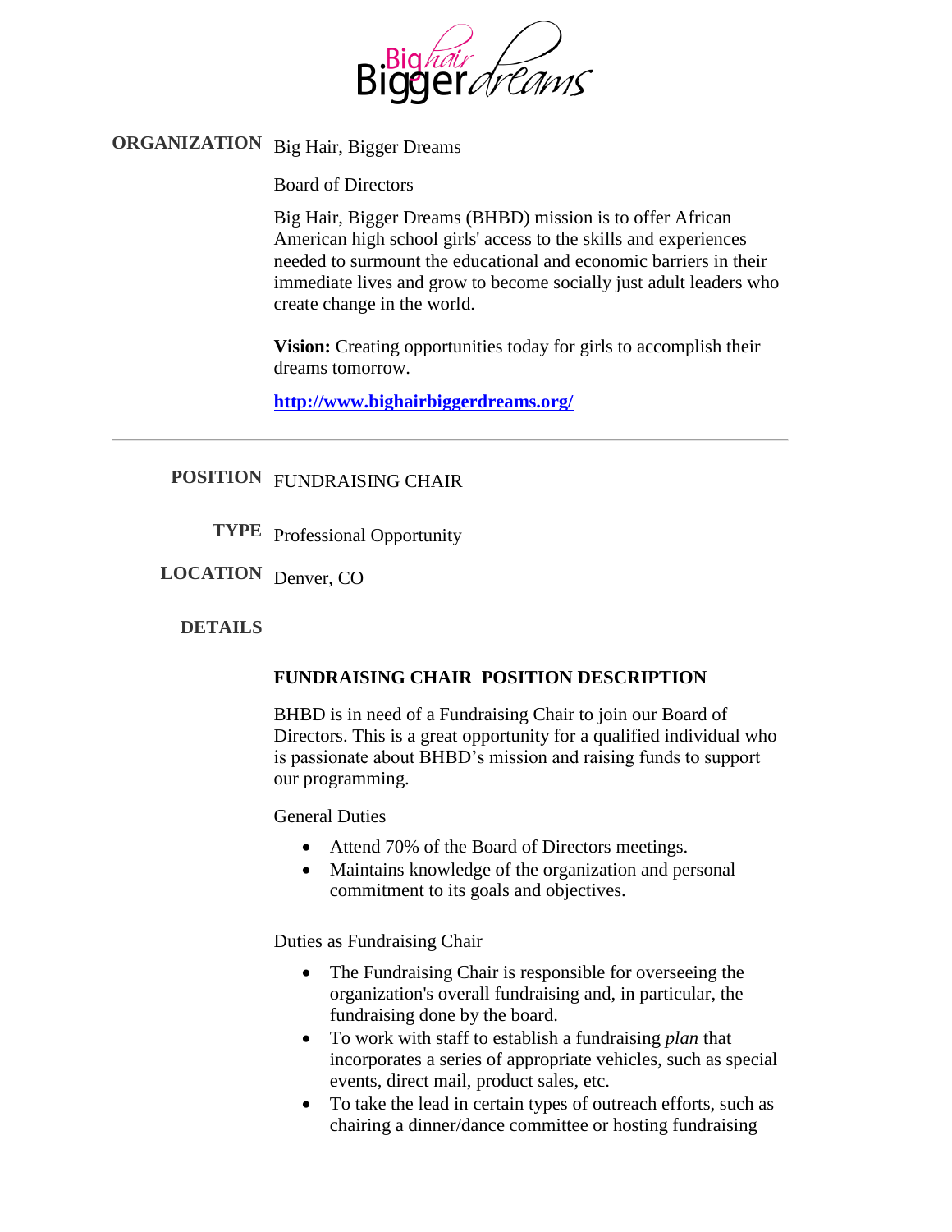Big hair Bigger dreams

**ORGANIZATION** Big Hair, Bigger Dreams

Board of Directors

Big Hair, Bigger Dreams (BHBD) mission is to offer African American high school girls' access to the skills and experiences needed to surmount the educational and economic barriers in their immediate lives and grow to become socially just adult leaders who create change in the world.

**Vision:** Creating opportunities today for girls to accomplish their dreams tomorrow.

**http://www.bighairbiggerdreams.org/**

---

**POSITION** FUNDRAISING CHAIR

**TYPE** Professional Opportunity

**LOCATION** Denver, CO

**DETAILS**

**FUNDRAISING CHAIR POSITION DESCRIPTION**

BHBD is in need of a Fundraising Chair to join our Board of Directors. This is a great opportunity for a qualified individual who is passionate about BHBD's mission and raising funds to support our programming.

General Duties

- Attend 70% of the Board of Directors meetings.
- Maintains knowledge of the organization and personal commitment to its goals and objectives.

Duties as Fundraising Chair

- The Fundraising Chair is responsible for overseeing the organization's overall fundraising and, in particular, the fundraising done by the board.
- To work with staff to establish a fundraising *plan* that incorporates a series of appropriate vehicles, such as special events, direct mail, product sales, etc.
- To take the lead in certain types of outreach efforts, such as chairing a dinner/dance committee or hosting fundraising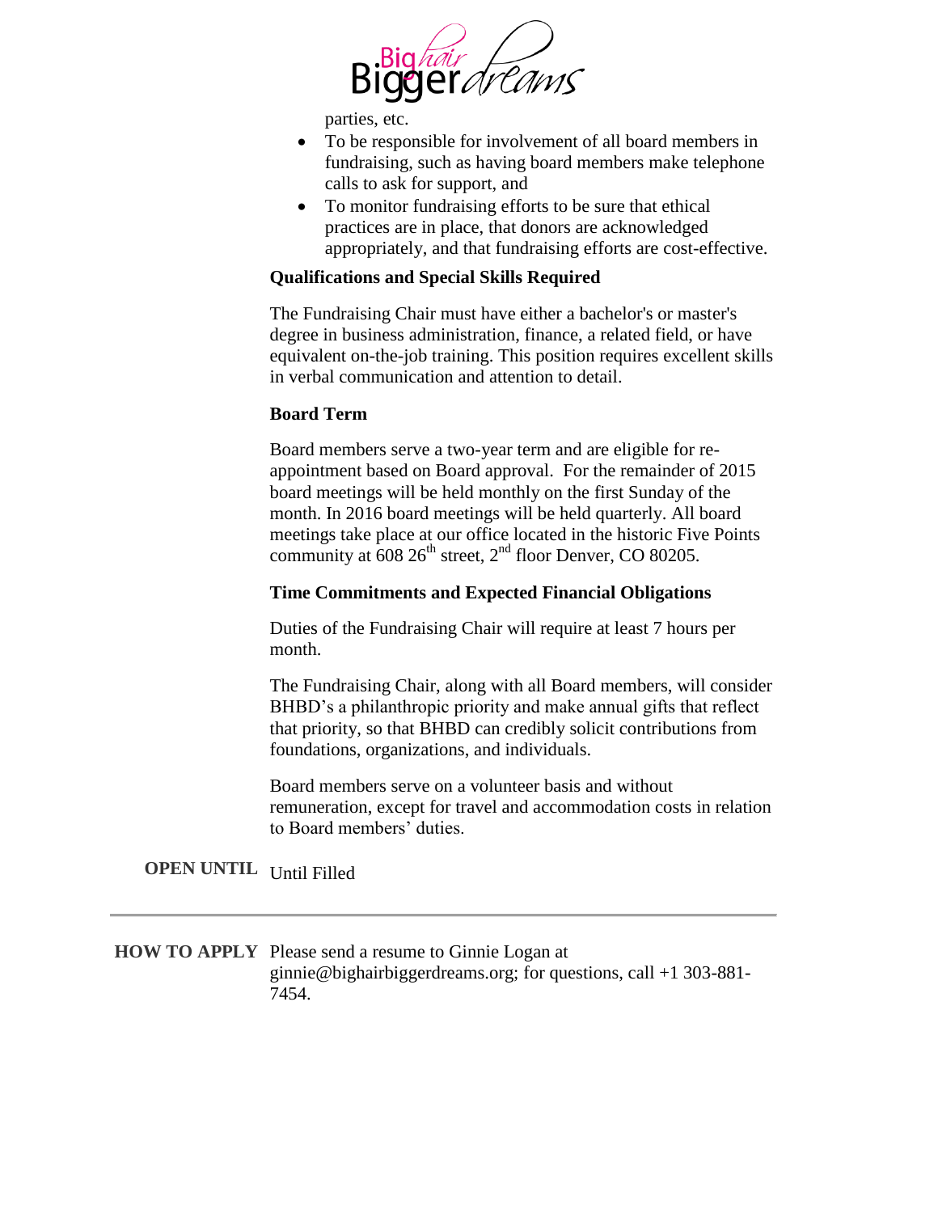parties, etc.

- To be responsible for involvement of all board members in fundraising, such as having board members make telephone calls to ask for support, and
- To monitor fundraising efforts to be sure that ethical practices are in place, that donors are acknowledged appropriately, and that fundraising efforts are cost-effective.

**Qualifications and Special Skills Required**

The Fundraising Chair must have either a bachelor's or master's degree in business administration, finance, a related field, or have equivalent on-the-job training. This position requires excellent skills in verbal communication and attention to detail.

**Board Term**

Board members serve a two-year term and are eligible for re-appointment based on Board approval. For the remainder of 2015 board meetings will be held monthly on the first Sunday of the month. In 2016 board meetings will be held quarterly. All board meetings take place at our office located in the historic Five Points community at 608 26th street, 2nd floor Denver, CO 80205.

**Time Commitments and Expected Financial Obligations**

Duties of the Fundraising Chair will require at least 7 hours per month.

The Fundraising Chair, along with all Board members, will consider BHBD's a philanthropic priority and make annual gifts that reflect that priority, so that BHBD can credibly solicit contributions from foundations, organizations, and individuals.

Board members serve on a volunteer basis and without remuneration, except for travel and accommodation costs in relation to Board members' duties.

**OPEN UNTIL** Until Filled

---

**HOW TO APPLY** Please send a resume to Ginnie Logan at ginnie@bighairbiggerdreams.org; for questions, call +1 303-881-7454.